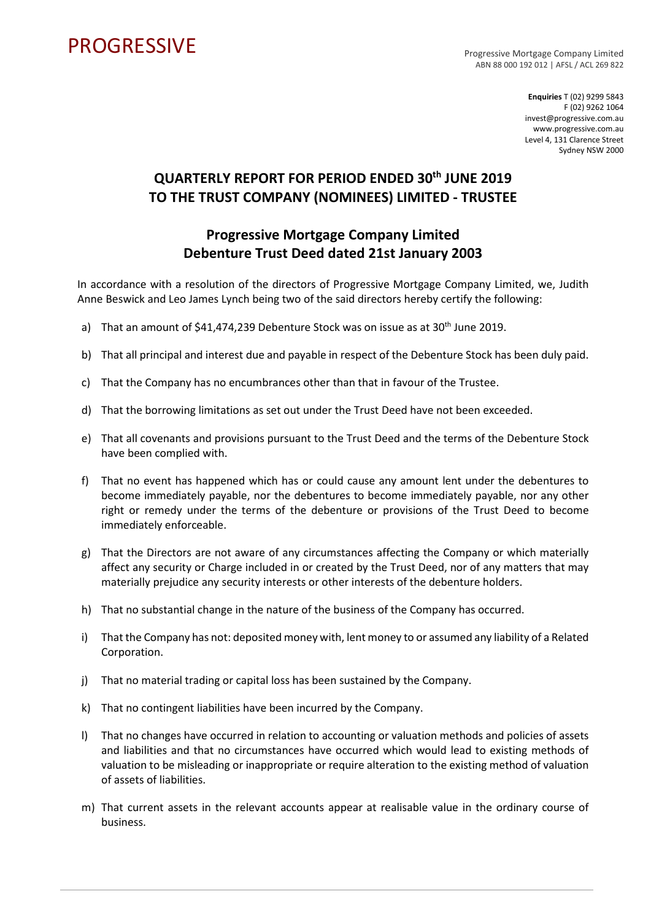PROGRESSIVE

Progressive Mortgage Company Limited
ABN 88 000 192 012 | AFSL / ACL 269 822

**Enquiries** T (02) 9299 5843
F (02) 9262 1064
invest@progressive.com.au
www.progressive.com.au
Level 4, 131 Clarence Street
Sydney NSW 2000

# QUARTERLY REPORT FOR PERIOD ENDED 30th JUNE 2019 TO THE TRUST COMPANY (NOMINEES) LIMITED - TRUSTEE

## Progressive Mortgage Company Limited Debenture Trust Deed dated 21st January 2003

In accordance with a resolution of the directors of Progressive Mortgage Company Limited, we, Judith Anne Beswick and Leo James Lynch being two of the said directors hereby certify the following:

a) That an amount of $41,474,239 Debenture Stock was on issue as at 30th June 2019.

b) That all principal and interest due and payable in respect of the Debenture Stock has been duly paid.

c) That the Company has no encumbrances other than that in favour of the Trustee.

d) That the borrowing limitations as set out under the Trust Deed have not been exceeded.

e) That all covenants and provisions pursuant to the Trust Deed and the terms of the Debenture Stock have been complied with.

f) That no event has happened which has or could cause any amount lent under the debentures to become immediately payable, nor the debentures to become immediately payable, nor any other right or remedy under the terms of the debenture or provisions of the Trust Deed to become immediately enforceable.

g) That the Directors are not aware of any circumstances affecting the Company or which materially affect any security or Charge included in or created by the Trust Deed, nor of any matters that may materially prejudice any security interests or other interests of the debenture holders.

h) That no substantial change in the nature of the business of the Company has occurred.

i) That the Company has not: deposited money with, lent money to or assumed any liability of a Related Corporation.

j) That no material trading or capital loss has been sustained by the Company.

k) That no contingent liabilities have been incurred by the Company.

l) That no changes have occurred in relation to accounting or valuation methods and policies of assets and liabilities and that no circumstances have occurred which would lead to existing methods of valuation to be misleading or inappropriate or require alteration to the existing method of valuation of assets of liabilities.

m) That current assets in the relevant accounts appear at realisable value in the ordinary course of business.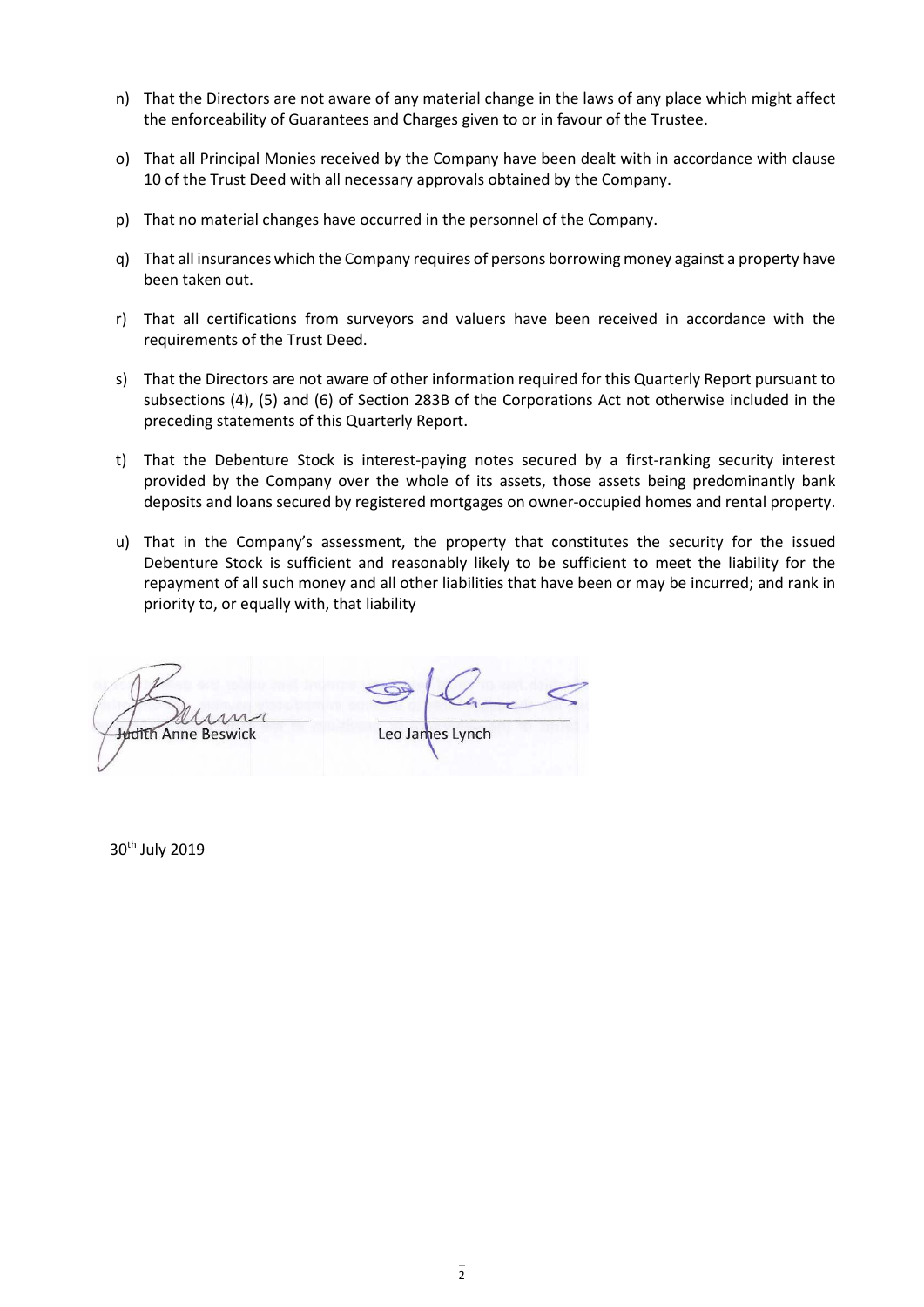n) That the Directors are not aware of any material change in the laws of any place which might affect the enforceability of Guarantees and Charges given to or in favour of the Trustee.

o) That all Principal Monies received by the Company have been dealt with in accordance with clause 10 of the Trust Deed with all necessary approvals obtained by the Company.

p) That no material changes have occurred in the personnel of the Company.

q) That all insurances which the Company requires of persons borrowing money against a property have been taken out.

r) That all certifications from surveyors and valuers have been received in accordance with the requirements of the Trust Deed.

s) That the Directors are not aware of other information required for this Quarterly Report pursuant to subsections (4), (5) and (6) of Section 283B of the Corporations Act not otherwise included in the preceding statements of this Quarterly Report.

t) That the Debenture Stock is interest-paying notes secured by a first-ranking security interest provided by the Company over the whole of its assets, those assets being predominantly bank deposits and loans secured by registered mortgages on owner-occupied homes and rental property.

u) That in the Company's assessment, the property that constitutes the security for the issued Debenture Stock is sufficient and reasonably likely to be sufficient to meet the liability for the repayment of all such money and all other liabilities that have been or may be incurred; and rank in priority to, or equally with, that liability

Judith Anne Beswick

Leo James Lynch

30th July 2019